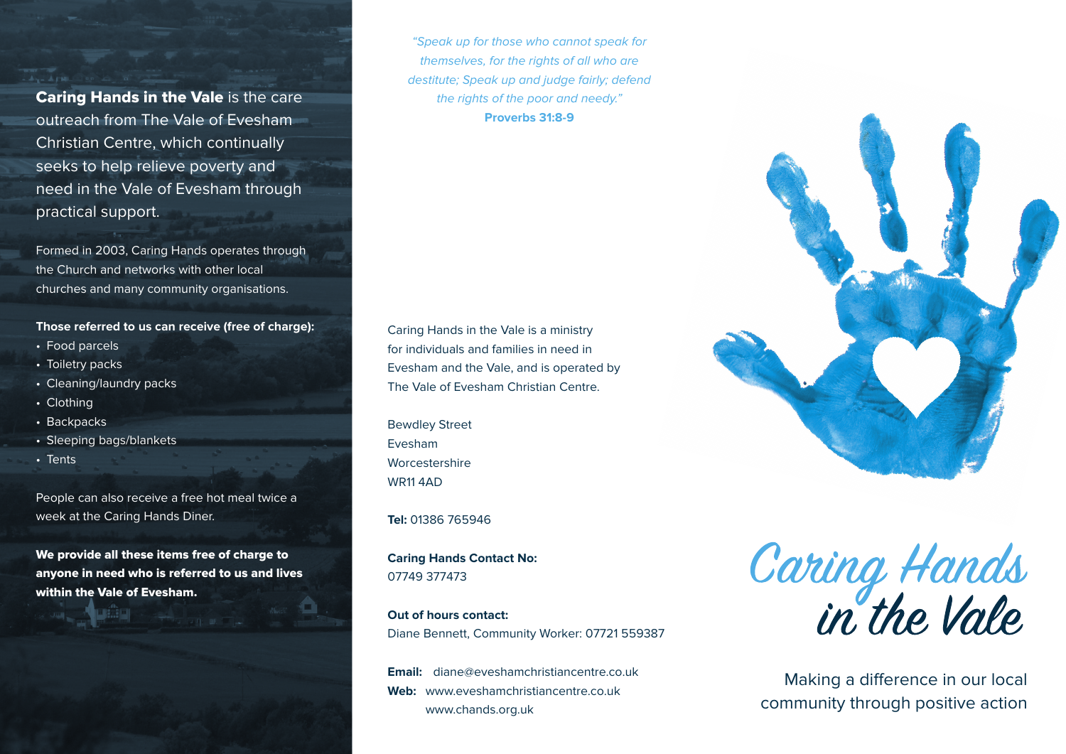**Caring Hands in the Vale** is the care outreach from The Vale of Evesham Christian Centre, which continually seeks to help relieve poverty and need in the Vale of Evesham through practical support.

Formed in 2003, Caring Hands operates through the Church and networks with other local churches and many community organisations.

**Those referred to us can receive (free of charge):**

- Food parcels
- Toiletry packs
- Cleaning/laundry packs
- Clothing
- Backpacks
- Sleeping bags/blankets
- Tents

People can also receive a free hot meal twice a week at the Caring Hands Diner.

**We provide all these items free of charge to anyone in need who is referred to us and lives within the Vale of Evesham.**

*"Speak up for those who cannot speak for themselves, for the rights of all who are destitute; Speak up and judge fairly; defend the rights of the poor and needy."*
**Proverbs 31:8-9**

Caring Hands in the Vale is a ministry for individuals and families in need in Evesham and the Vale, and is operated by The Vale of Evesham Christian Centre.

Bewdley Street
Evesham
Worcestershire
WR11 4AD

**Tel:** 01386 765946

**Caring Hands Contact No:**
07749 377473

**Out of hours contact:**
Diane Bennett, Community Worker: 07721 559387

**Email:** diane@eveshamchristiancentre.co.uk
**Web:** www.eveshamchristiancentre.co.uk
www.chands.org.uk

# Caring Hands in the Vale

Making a difference in our local community through positive action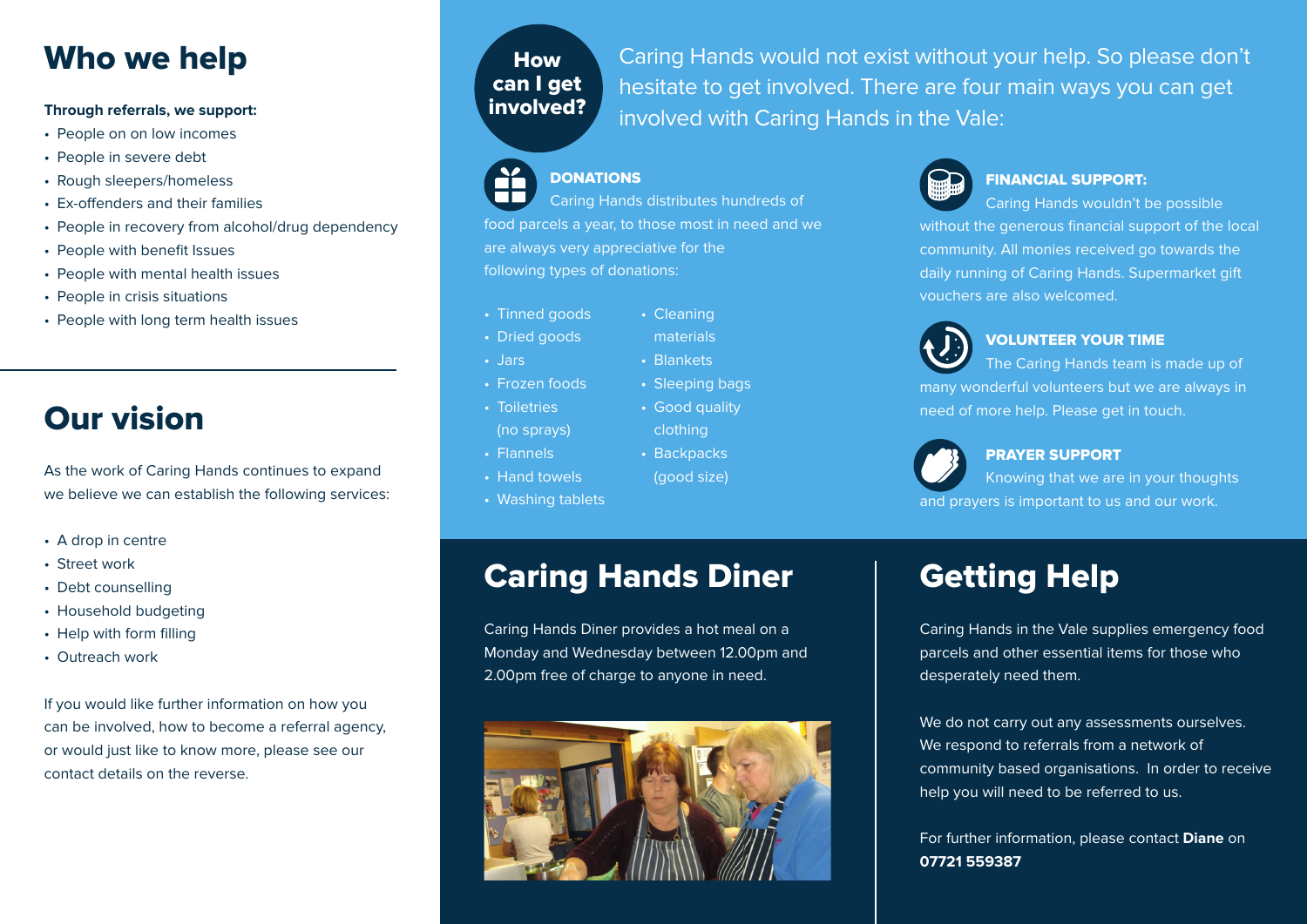## Who we help

**Through referrals, we support:**

- People on on low incomes
- People in severe debt
- Rough sleepers/homeless
- Ex-offenders and their families
- People in recovery from alcohol/drug dependency
- People with benefit Issues
- People with mental health issues
- People in crisis situations
- People with long term health issues

## Our vision

As the work of Caring Hands continues to expand we believe we can establish the following services:

- A drop in centre
- Street work
- Debt counselling
- Household budgeting
- Help with form filling
- Outreach work

If you would like further information on how you can be involved, how to become a referral agency, or would just like to know more, please see our contact details on the reverse.

## How can I get involved?

Caring Hands would not exist without your help. So please don't hesitate to get involved. There are four main ways you can get involved with Caring Hands in the Vale:

### DONATIONS

Caring Hands distributes hundreds of food parcels a year, to those most in need and we are always very appreciative for the following types of donations:

- Tinned goods
- Dried goods
- Jars
- Frozen foods
- Toiletries (no sprays)
- Flannels
- Hand towels
- Washing tablets
- Cleaning materials
- Blankets
- Sleeping bags
- Good quality clothing
- Backpacks (good size)

### FINANCIAL SUPPORT:

Caring Hands wouldn't be possible without the generous financial support of the local community. All monies received go towards the daily running of Caring Hands. Supermarket gift vouchers are also welcomed.

### VOLUNTEER YOUR TIME

The Caring Hands team is made up of many wonderful volunteers but we are always in need of more help. Please get in touch.

### PRAYER SUPPORT

Knowing that we are in your thoughts and prayers is important to us and our work.

## Caring Hands Diner

Caring Hands Diner provides a hot meal on a Monday and Wednesday between 12.00pm and 2.00pm free of charge to anyone in need.

## Getting Help

Caring Hands in the Vale supplies emergency food parcels and other essential items for those who desperately need them.

We do not carry out any assessments ourselves. We respond to referrals from a network of community based organisations. In order to receive help you will need to be referred to us.

For further information, please contact **Diane** on **07721 559387**